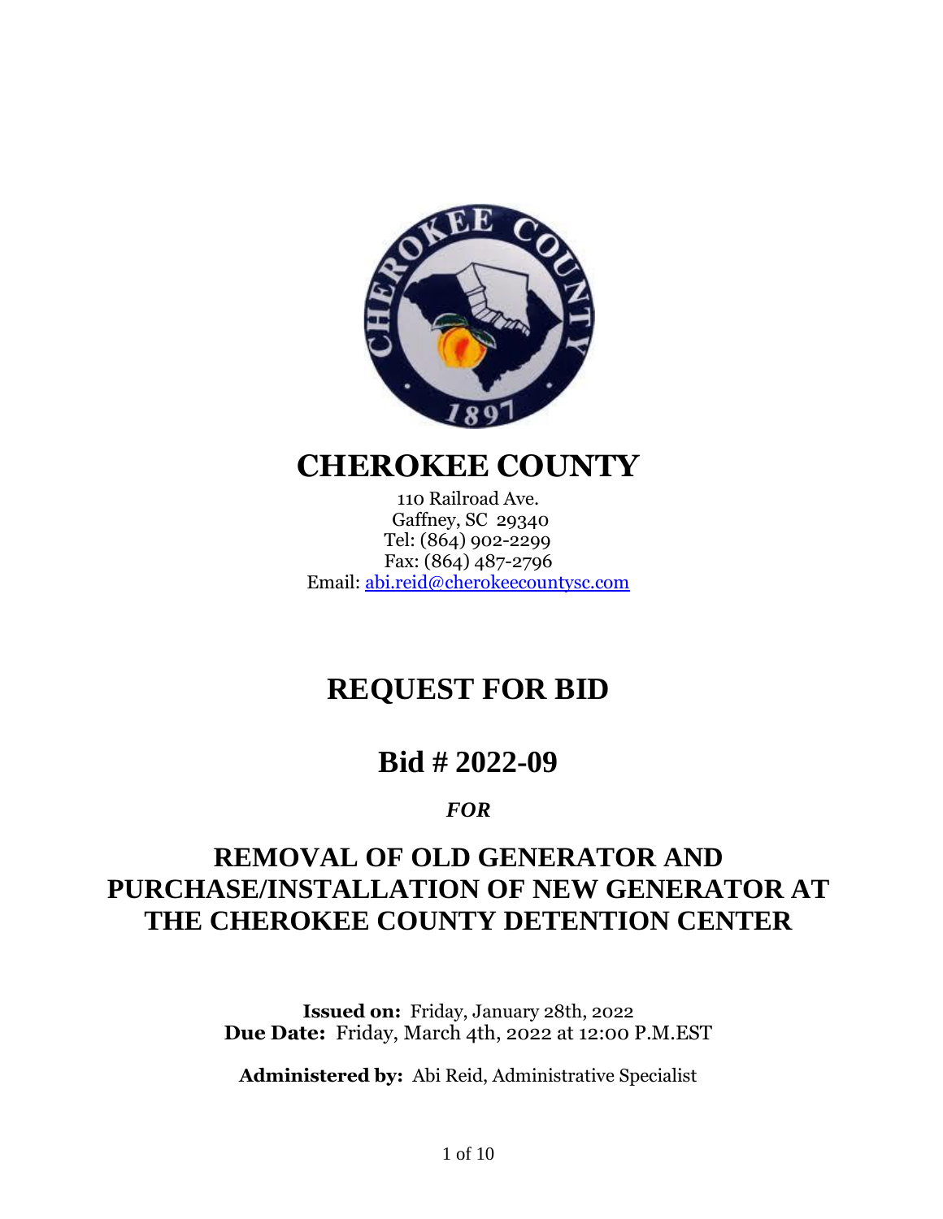# CHEROKEE COUNTY

110 Railroad Ave.
Gaffney, SC 29340
Tel: (864) 902-2299
Fax: (864) 487-2796
Email: abi.reid@cherokeecountysc.com

# REQUEST FOR BID

# Bid # 2022-09

***FOR***

## REMOVAL OF OLD GENERATOR AND PURCHASE/INSTALLATION OF NEW GENERATOR AT THE CHEROKEE COUNTY DETENTION CENTER

**Issued on:** Friday, January 28th, 2022
**Due Date:** Friday, March 4th, 2022 at 12:00 P.M.EST

**Administered by:** Abi Reid, Administrative Specialist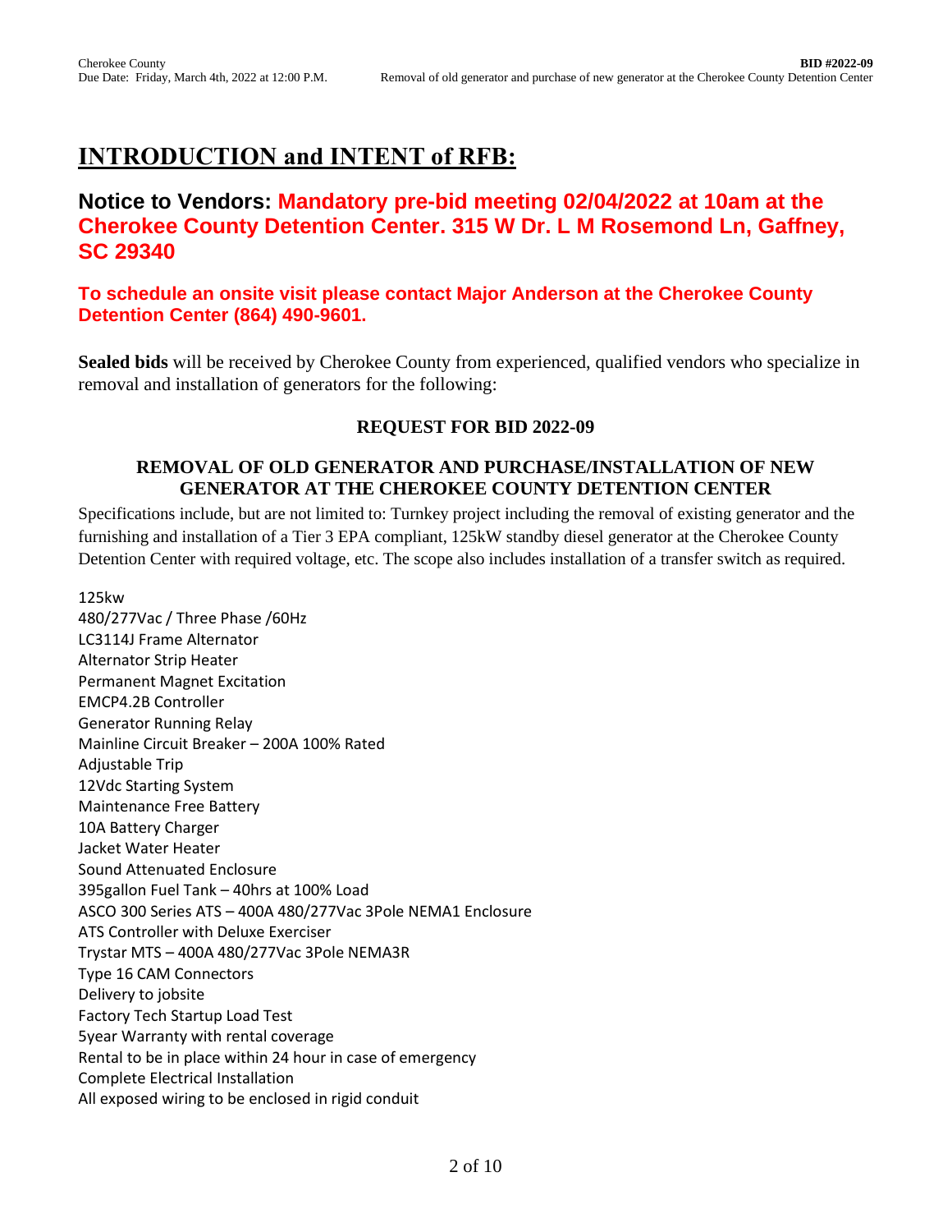# INTRODUCTION and INTENT of RFB:

## Notice to Vendors: Mandatory pre-bid meeting 02/04/2022 at 10am at the Cherokee County Detention Center. 315 W Dr. L M Rosemond Ln, Gaffney, SC 29340

### To schedule an onsite visit please contact Major Anderson at the Cherokee County Detention Center (864) 490-9601.

**Sealed bids** will be received by Cherokee County from experienced, qualified vendors who specialize in removal and installation of generators for the following:

**REQUEST FOR BID 2022-09**

**REMOVAL OF OLD GENERATOR AND PURCHASE/INSTALLATION OF NEW GENERATOR AT THE CHEROKEE COUNTY DETENTION CENTER**

Specifications include, but are not limited to: Turnkey project including the removal of existing generator and the furnishing and installation of a Tier 3 EPA compliant, 125kW standby diesel generator at the Cherokee County Detention Center with required voltage, etc. The scope also includes installation of a transfer switch as required.

125kw
480/277Vac / Three Phase /60Hz
LC3114J Frame Alternator
Alternator Strip Heater
Permanent Magnet Excitation
EMCP4.2B Controller
Generator Running Relay
Mainline Circuit Breaker – 200A 100% Rated
Adjustable Trip
12Vdc Starting System
Maintenance Free Battery
10A Battery Charger
Jacket Water Heater
Sound Attenuated Enclosure
395gallon Fuel Tank – 40hrs at 100% Load
ASCO 300 Series ATS – 400A 480/277Vac 3Pole NEMA1 Enclosure
ATS Controller with Deluxe Exerciser
Trystar MTS – 400A 480/277Vac 3Pole NEMA3R
Type 16 CAM Connectors
Delivery to jobsite
Factory Tech Startup Load Test
5year Warranty with rental coverage
Rental to be in place within 24 hour in case of emergency
Complete Electrical Installation
All exposed wiring to be enclosed in rigid conduit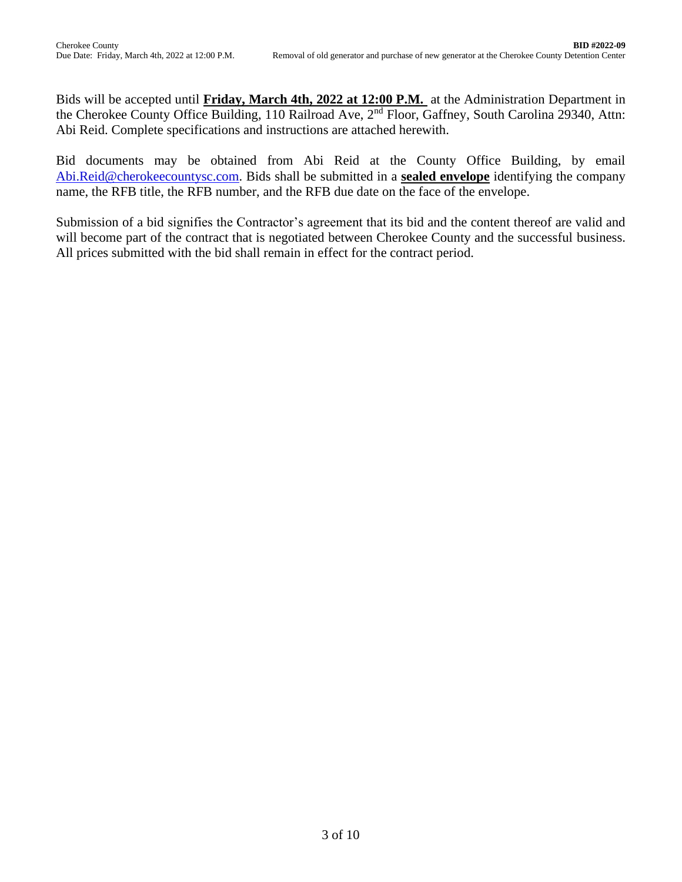Bids will be accepted until **Friday, March 4th, 2022 at 12:00 P.M.** at the Administration Department in the Cherokee County Office Building, 110 Railroad Ave, 2nd Floor, Gaffney, South Carolina 29340, Attn: Abi Reid. Complete specifications and instructions are attached herewith.

Bid documents may be obtained from Abi Reid at the County Office Building, by email Abi.Reid@cherokeecountysc.com. Bids shall be submitted in a **sealed envelope** identifying the company name, the RFB title, the RFB number, and the RFB due date on the face of the envelope.

Submission of a bid signifies the Contractor's agreement that its bid and the content thereof are valid and will become part of the contract that is negotiated between Cherokee County and the successful business. All prices submitted with the bid shall remain in effect for the contract period.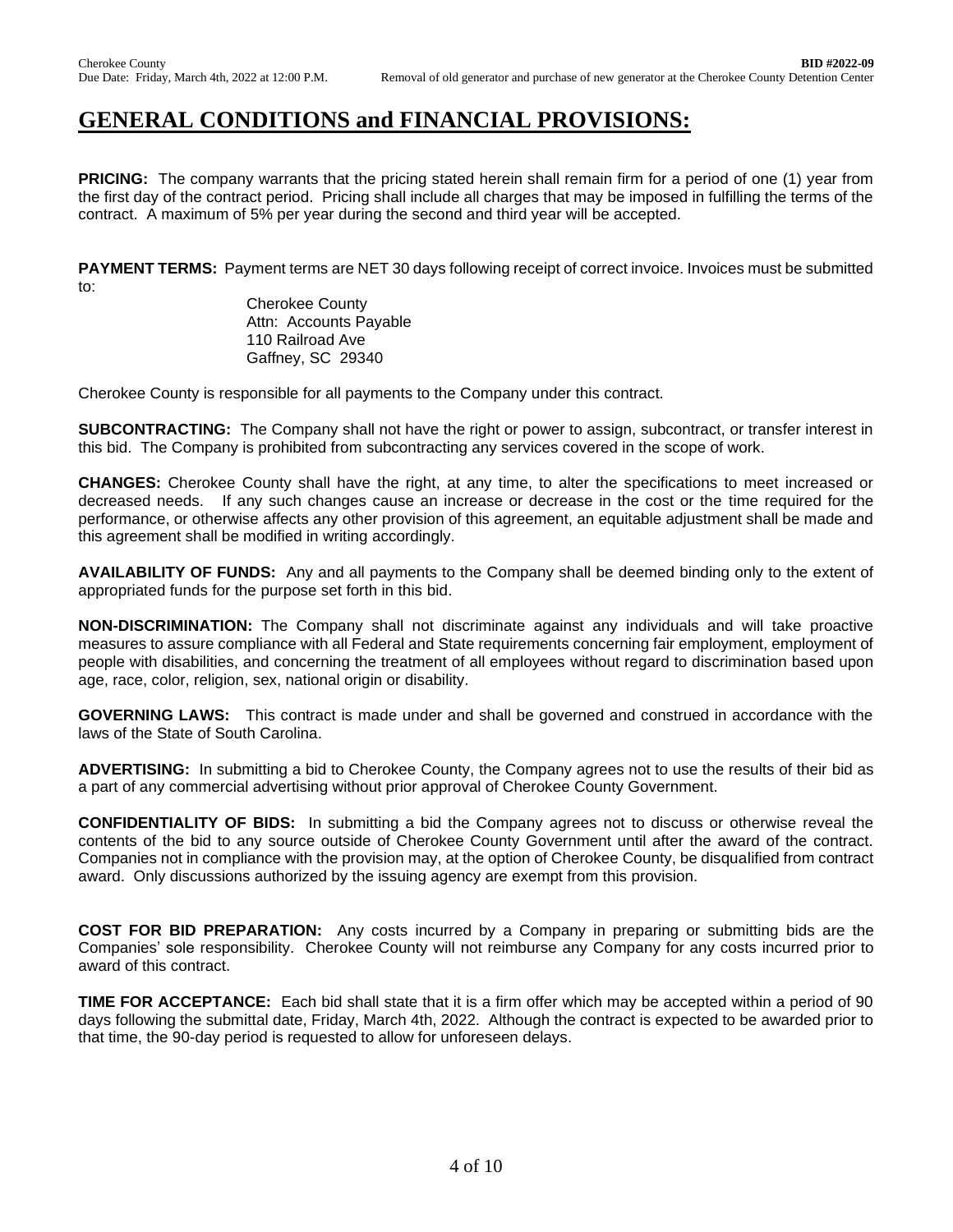# GENERAL CONDITIONS and FINANCIAL PROVISIONS:

**PRICING:** The company warrants that the pricing stated herein shall remain firm for a period of one (1) year from the first day of the contract period. Pricing shall include all charges that may be imposed in fulfilling the terms of the contract. A maximum of 5% per year during the second and third year will be accepted.

**PAYMENT TERMS:** Payment terms are NET 30 days following receipt of correct invoice. Invoices must be submitted to:

Cherokee County
Attn: Accounts Payable
110 Railroad Ave
Gaffney, SC 29340

Cherokee County is responsible for all payments to the Company under this contract.

**SUBCONTRACTING:** The Company shall not have the right or power to assign, subcontract, or transfer interest in this bid. The Company is prohibited from subcontracting any services covered in the scope of work.

**CHANGES:** Cherokee County shall have the right, at any time, to alter the specifications to meet increased or decreased needs. If any such changes cause an increase or decrease in the cost or the time required for the performance, or otherwise affects any other provision of this agreement, an equitable adjustment shall be made and this agreement shall be modified in writing accordingly.

**AVAILABILITY OF FUNDS:** Any and all payments to the Company shall be deemed binding only to the extent of appropriated funds for the purpose set forth in this bid.

**NON-DISCRIMINATION:** The Company shall not discriminate against any individuals and will take proactive measures to assure compliance with all Federal and State requirements concerning fair employment, employment of people with disabilities, and concerning the treatment of all employees without regard to discrimination based upon age, race, color, religion, sex, national origin or disability.

**GOVERNING LAWS:** This contract is made under and shall be governed and construed in accordance with the laws of the State of South Carolina.

**ADVERTISING:** In submitting a bid to Cherokee County, the Company agrees not to use the results of their bid as a part of any commercial advertising without prior approval of Cherokee County Government.

**CONFIDENTIALITY OF BIDS:** In submitting a bid the Company agrees not to discuss or otherwise reveal the contents of the bid to any source outside of Cherokee County Government until after the award of the contract. Companies not in compliance with the provision may, at the option of Cherokee County, be disqualified from contract award. Only discussions authorized by the issuing agency are exempt from this provision.

**COST FOR BID PREPARATION:** Any costs incurred by a Company in preparing or submitting bids are the Companies' sole responsibility. Cherokee County will not reimburse any Company for any costs incurred prior to award of this contract.

**TIME FOR ACCEPTANCE:** Each bid shall state that it is a firm offer which may be accepted within a period of 90 days following the submittal date, Friday, March 4th, 2022. Although the contract is expected to be awarded prior to that time, the 90-day period is requested to allow for unforeseen delays.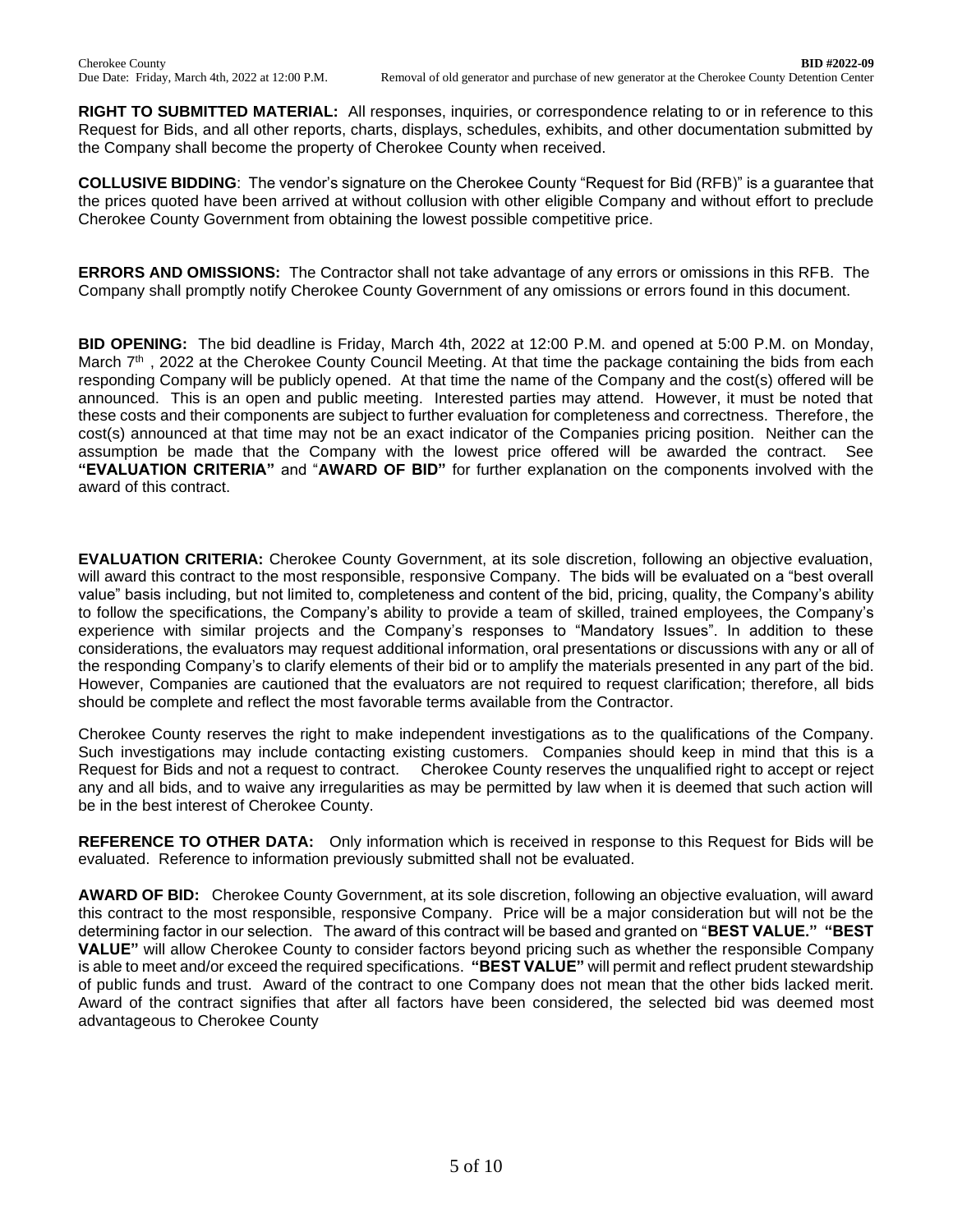**RIGHT TO SUBMITTED MATERIAL:** All responses, inquiries, or correspondence relating to or in reference to this Request for Bids, and all other reports, charts, displays, schedules, exhibits, and other documentation submitted by the Company shall become the property of Cherokee County when received.

**COLLUSIVE BIDDING**: The vendor's signature on the Cherokee County "Request for Bid (RFB)" is a guarantee that the prices quoted have been arrived at without collusion with other eligible Company and without effort to preclude Cherokee County Government from obtaining the lowest possible competitive price.

**ERRORS AND OMISSIONS:** The Contractor shall not take advantage of any errors or omissions in this RFB. The Company shall promptly notify Cherokee County Government of any omissions or errors found in this document.

**BID OPENING:** The bid deadline is Friday, March 4th, 2022 at 12:00 P.M. and opened at 5:00 P.M. on Monday, March 7th , 2022 at the Cherokee County Council Meeting. At that time the package containing the bids from each responding Company will be publicly opened. At that time the name of the Company and the cost(s) offered will be announced. This is an open and public meeting. Interested parties may attend. However, it must be noted that these costs and their components are subject to further evaluation for completeness and correctness. Therefore, the cost(s) announced at that time may not be an exact indicator of the Companies pricing position. Neither can the assumption be made that the Company with the lowest price offered will be awarded the contract. See **"EVALUATION CRITERIA"** and "**AWARD OF BID"** for further explanation on the components involved with the award of this contract.

**EVALUATION CRITERIA:** Cherokee County Government, at its sole discretion, following an objective evaluation, will award this contract to the most responsible, responsive Company. The bids will be evaluated on a "best overall value" basis including, but not limited to, completeness and content of the bid, pricing, quality, the Company's ability to follow the specifications, the Company's ability to provide a team of skilled, trained employees, the Company's experience with similar projects and the Company's responses to "Mandatory Issues". In addition to these considerations, the evaluators may request additional information, oral presentations or discussions with any or all of the responding Company's to clarify elements of their bid or to amplify the materials presented in any part of the bid. However, Companies are cautioned that the evaluators are not required to request clarification; therefore, all bids should be complete and reflect the most favorable terms available from the Contractor.

Cherokee County reserves the right to make independent investigations as to the qualifications of the Company. Such investigations may include contacting existing customers. Companies should keep in mind that this is a Request for Bids and not a request to contract. Cherokee County reserves the unqualified right to accept or reject any and all bids, and to waive any irregularities as may be permitted by law when it is deemed that such action will be in the best interest of Cherokee County.

**REFERENCE TO OTHER DATA:** Only information which is received in response to this Request for Bids will be evaluated. Reference to information previously submitted shall not be evaluated.

**AWARD OF BID:** Cherokee County Government, at its sole discretion, following an objective evaluation, will award this contract to the most responsible, responsive Company. Price will be a major consideration but will not be the determining factor in our selection. The award of this contract will be based and granted on "**BEST VALUE." "BEST VALUE"** will allow Cherokee County to consider factors beyond pricing such as whether the responsible Company is able to meet and/or exceed the required specifications. **"BEST VALUE"** will permit and reflect prudent stewardship of public funds and trust. Award of the contract to one Company does not mean that the other bids lacked merit. Award of the contract signifies that after all factors have been considered, the selected bid was deemed most advantageous to Cherokee County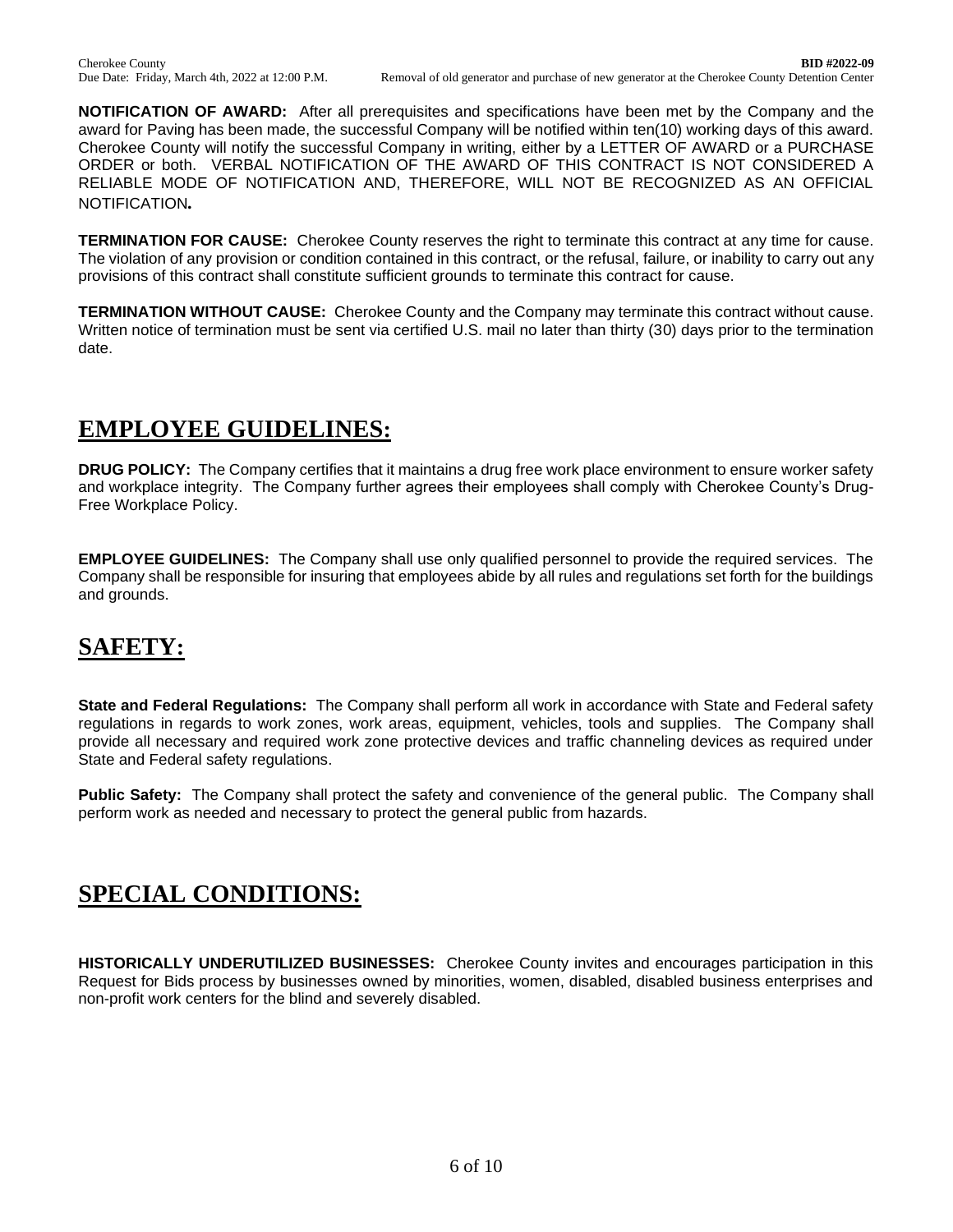**NOTIFICATION OF AWARD:** After all prerequisites and specifications have been met by the Company and the award for Paving has been made, the successful Company will be notified within ten(10) working days of this award. Cherokee County will notify the successful Company in writing, either by a LETTER OF AWARD or a PURCHASE ORDER or both. VERBAL NOTIFICATION OF THE AWARD OF THIS CONTRACT IS NOT CONSIDERED A RELIABLE MODE OF NOTIFICATION AND, THEREFORE, WILL NOT BE RECOGNIZED AS AN OFFICIAL NOTIFICATION**.**

**TERMINATION FOR CAUSE:** Cherokee County reserves the right to terminate this contract at any time for cause. The violation of any provision or condition contained in this contract, or the refusal, failure, or inability to carry out any provisions of this contract shall constitute sufficient grounds to terminate this contract for cause.

**TERMINATION WITHOUT CAUSE:** Cherokee County and the Company may terminate this contract without cause. Written notice of termination must be sent via certified U.S. mail no later than thirty (30) days prior to the termination date.

## EMPLOYEE GUIDELINES:

**DRUG POLICY:** The Company certifies that it maintains a drug free work place environment to ensure worker safety and workplace integrity. The Company further agrees their employees shall comply with Cherokee County's Drug-Free Workplace Policy.

**EMPLOYEE GUIDELINES:** The Company shall use only qualified personnel to provide the required services. The Company shall be responsible for insuring that employees abide by all rules and regulations set forth for the buildings and grounds.

## SAFETY:

**State and Federal Regulations:** The Company shall perform all work in accordance with State and Federal safety regulations in regards to work zones, work areas, equipment, vehicles, tools and supplies. The Company shall provide all necessary and required work zone protective devices and traffic channeling devices as required under State and Federal safety regulations.

**Public Safety:** The Company shall protect the safety and convenience of the general public. The Company shall perform work as needed and necessary to protect the general public from hazards.

## SPECIAL CONDITIONS:

**HISTORICALLY UNDERUTILIZED BUSINESSES:** Cherokee County invites and encourages participation in this Request for Bids process by businesses owned by minorities, women, disabled, disabled business enterprises and non-profit work centers for the blind and severely disabled.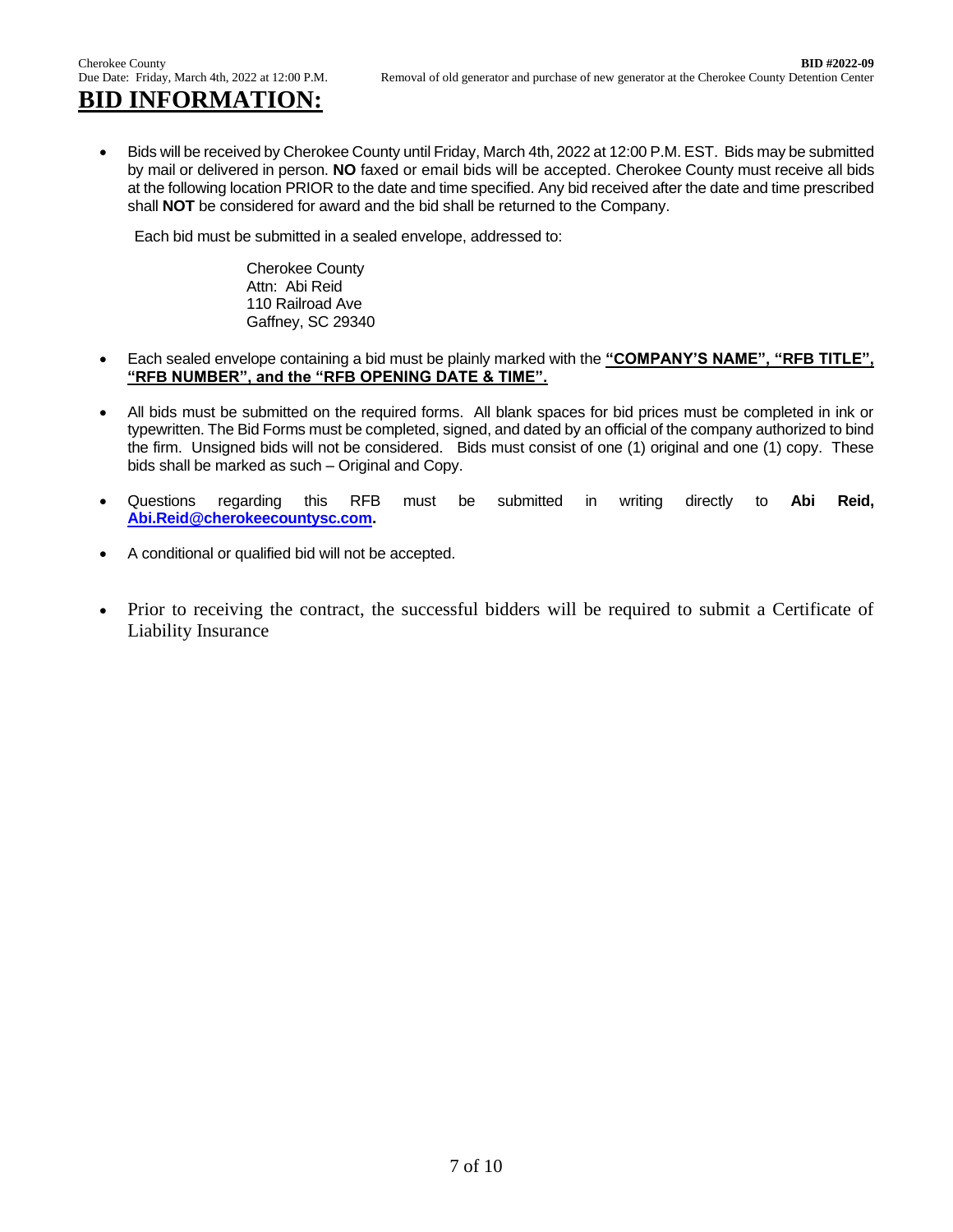# BID INFORMATION:

- Bids will be received by Cherokee County until Friday, March 4th, 2022 at 12:00 P.M. EST. Bids may be submitted by mail or delivered in person. **NO** faxed or email bids will be accepted. Cherokee County must receive all bids at the following location PRIOR to the date and time specified. Any bid received after the date and time prescribed shall **NOT** be considered for award and the bid shall be returned to the Company.

  Each bid must be submitted in a sealed envelope, addressed to:

  Cherokee County  
  Attn: Abi Reid  
  110 Railroad Ave  
  Gaffney, SC 29340

- Each sealed envelope containing a bid must be plainly marked with the **"COMPANY'S NAME", "RFB TITLE", "RFB NUMBER", and the "RFB OPENING DATE & TIME".**

- All bids must be submitted on the required forms. All blank spaces for bid prices must be completed in ink or typewritten. The Bid Forms must be completed, signed, and dated by an official of the company authorized to bind the firm. Unsigned bids will not be considered. Bids must consist of one (1) original and one (1) copy. These bids shall be marked as such – Original and Copy.

- Questions regarding this RFB must be submitted in writing directly to **Abi Reid, Abi.Reid@cherokeecountysc.com.**

- A conditional or qualified bid will not be accepted.

- Prior to receiving the contract, the successful bidders will be required to submit a Certificate of Liability Insurance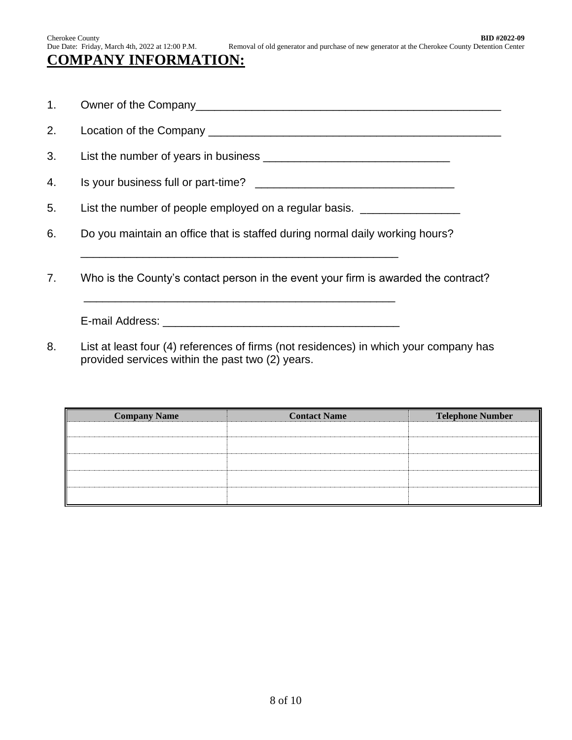# COMPANY INFORMATION:

1. Owner of the Company___________________________________________________

2. Location of the Company ________________________________________________

3. List the number of years in business ______________________________

4. Is your business full or part-time? ________________________________

5. List the number of people employed on a regular basis. ________________

6. Do you maintain an office that is staffed during normal daily working hours?

   _____________________________________________________

7. Who is the County's contact person in the event your firm is awarded the contract?

   _____________________________________________________

   E-mail Address: _______________________________________

8. List at least four (4) references of firms (not residences) in which your company has provided services within the past two (2) years.

| Company Name | Contact Name | Telephone Number |
|---|---|---|
| | | |
| | | |
| | | |
| | | |
| | | |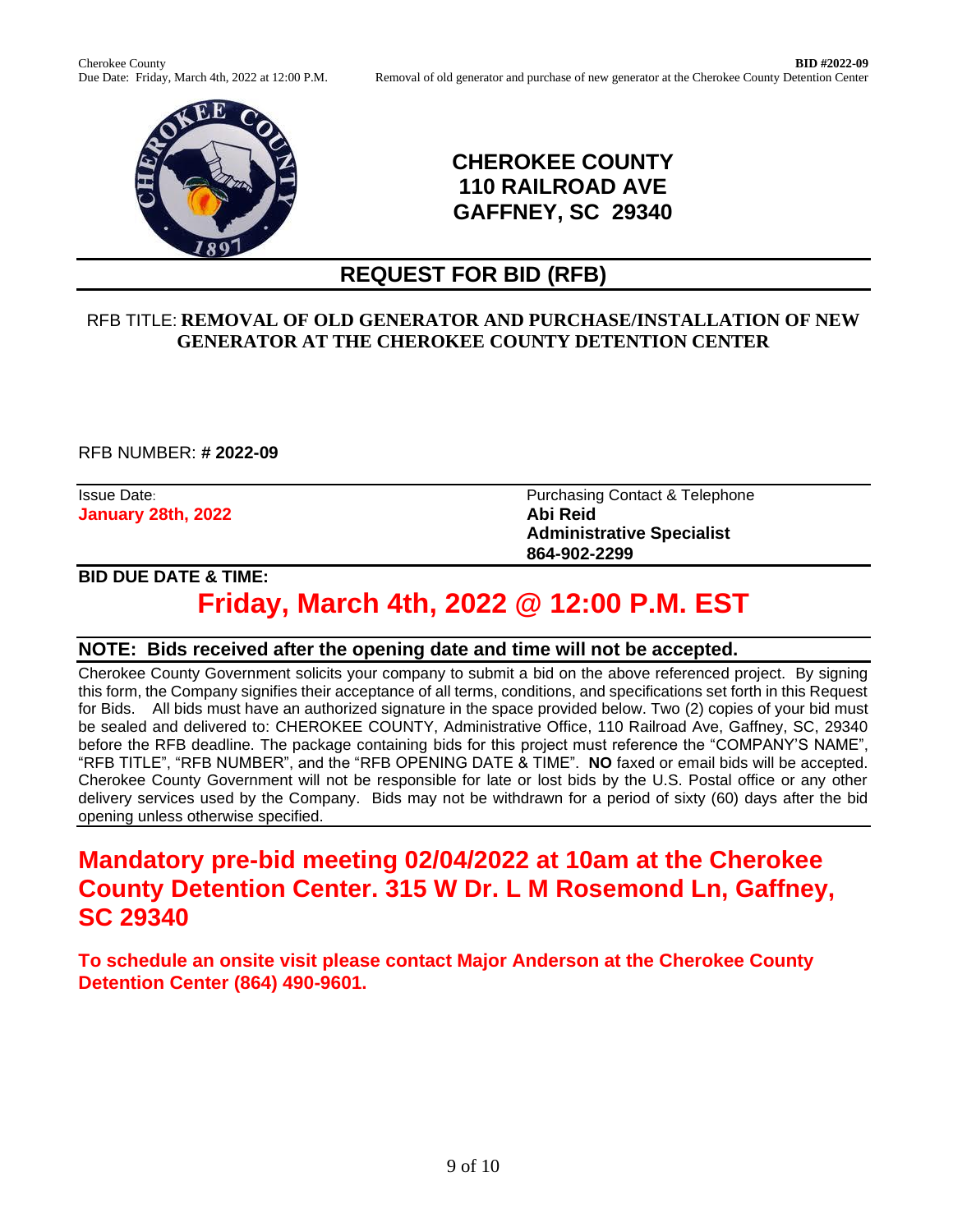# CHEROKEE COUNTY
# 110 RAILROAD AVE
# GAFFNEY, SC 29340

## REQUEST FOR BID (RFB)

RFB TITLE: **REMOVAL OF OLD GENERATOR AND PURCHASE/INSTALLATION OF NEW GENERATOR AT THE CHEROKEE COUNTY DETENTION CENTER**

RFB NUMBER: **# 2022-09**

| Issue Date: | Purchasing Contact & Telephone |
|---|---|
| **January 28th, 2022** | **Abi Reid**<br>**Administrative Specialist**<br>**864-902-2299** |

**BID DUE DATE & TIME:**

## Friday, March 4th, 2022 @ 12:00 P.M. EST

**NOTE: Bids received after the opening date and time will not be accepted.**

Cherokee County Government solicits your company to submit a bid on the above referenced project. By signing this form, the Company signifies their acceptance of all terms, conditions, and specifications set forth in this Request for Bids. All bids must have an authorized signature in the space provided below. Two (2) copies of your bid must be sealed and delivered to: CHEROKEE COUNTY, Administrative Office, 110 Railroad Ave, Gaffney, SC, 29340 before the RFB deadline. The package containing bids for this project must reference the "COMPANY'S NAME", "RFB TITLE", "RFB NUMBER", and the "RFB OPENING DATE & TIME". **NO** faxed or email bids will be accepted. Cherokee County Government will not be responsible for late or lost bids by the U.S. Postal office or any other delivery services used by the Company. Bids may not be withdrawn for a period of sixty (60) days after the bid opening unless otherwise specified.

## Mandatory pre-bid meeting 02/04/2022 at 10am at the Cherokee County Detention Center. 315 W Dr. L M Rosemond Ln, Gaffney, SC 29340

**To schedule an onsite visit please contact Major Anderson at the Cherokee County Detention Center (864) 490-9601.**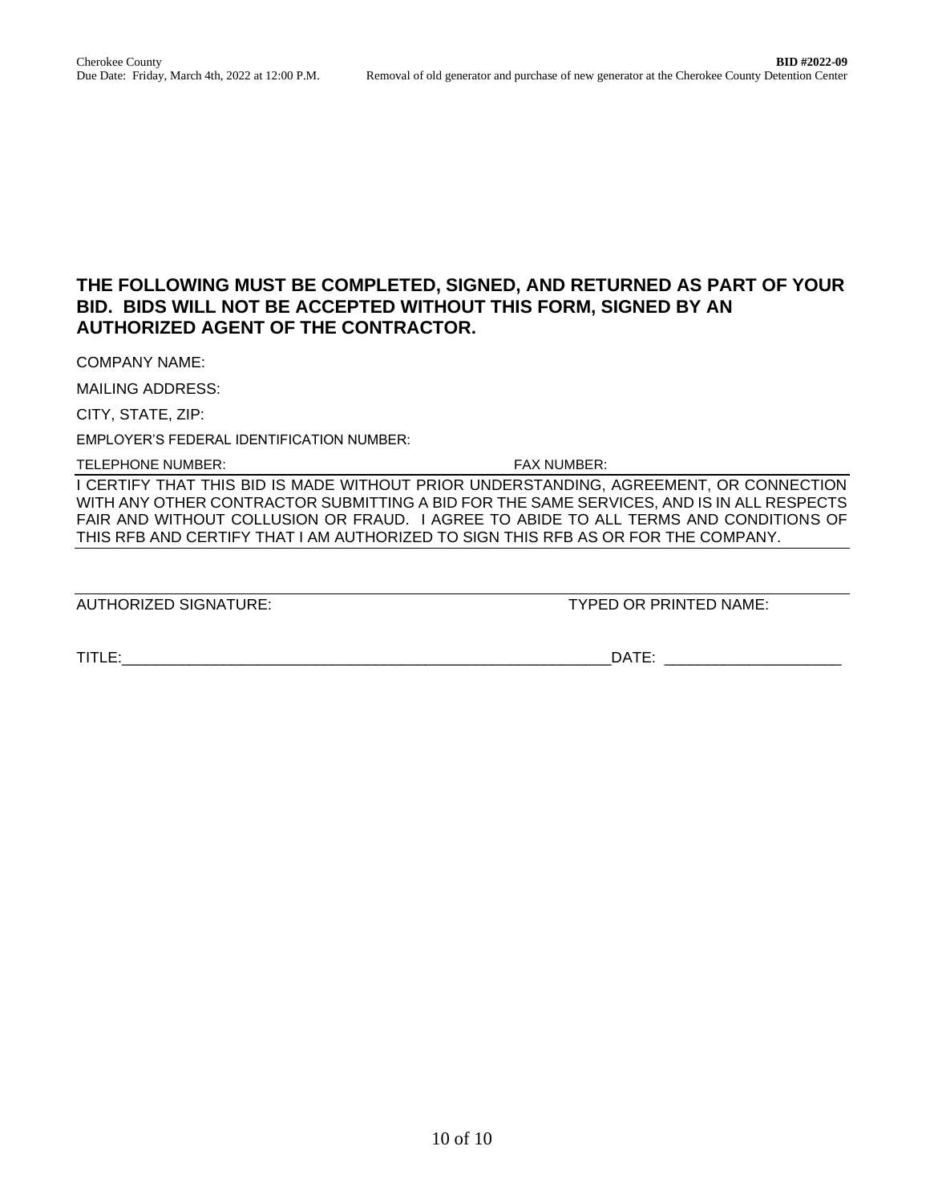**THE FOLLOWING MUST BE COMPLETED, SIGNED, AND RETURNED AS PART OF YOUR BID. BIDS WILL NOT BE ACCEPTED WITHOUT THIS FORM, SIGNED BY AN AUTHORIZED AGENT OF THE CONTRACTOR.**

COMPANY NAME:

MAILING ADDRESS:

CITY, STATE, ZIP:

EMPLOYER'S FEDERAL IDENTIFICATION NUMBER:

TELEPHONE NUMBER: FAX NUMBER:

I CERTIFY THAT THIS BID IS MADE WITHOUT PRIOR UNDERSTANDING, AGREEMENT, OR CONNECTION WITH ANY OTHER CONTRACTOR SUBMITTING A BID FOR THE SAME SERVICES, AND IS IN ALL RESPECTS FAIR AND WITHOUT COLLUSION OR FRAUD. I AGREE TO ABIDE TO ALL TERMS AND CONDITIONS OF THIS RFB AND CERTIFY THAT I AM AUTHORIZED TO SIGN THIS RFB AS OR FOR THE COMPANY.

AUTHORIZED SIGNATURE: TYPED OR PRINTED NAME:

TITLE:____________________________________________________________DATE: _____________________